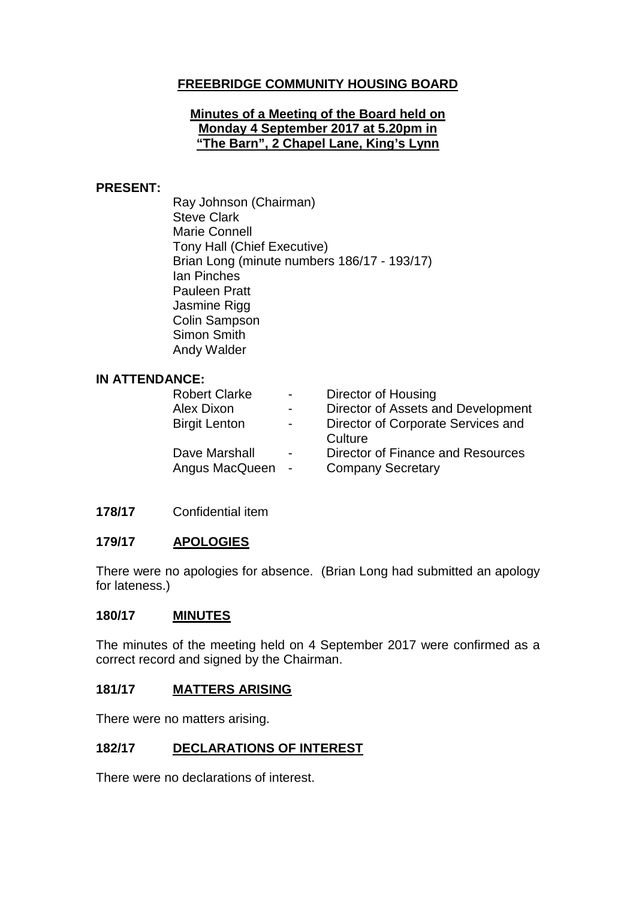# FREEBRIDGE COMMUNITY HOUSING BOARD

## Minutes of a Meeting of the Board held on Monday 4 September 2017 at 5.20pm in "The Barn", 2 Chapel Lane, King's Lynn

**PRESENT:**

Ray Johnson (Chairman)
Steve Clark
Marie Connell
Tony Hall (Chief Executive)
Brian Long (minute numbers 186/17 - 193/17)
Ian Pinches
Pauleen Pratt
Jasmine Rigg
Colin Sampson
Simon Smith
Andy Walder

**IN ATTENDANCE:**

| | | |
|---|---|---|
| Robert Clarke | - | Director of Housing |
| Alex Dixon | - | Director of Assets and Development |
| Birgit Lenton | - | Director of Corporate Services and Culture |
| Dave Marshall | - | Director of Finance and Resources |
| Angus MacQueen | - | Company Secretary |

**178/17** Confidential item

**179/17 APOLOGIES**

There were no apologies for absence. (Brian Long had submitted an apology for lateness.)

**180/17 MINUTES**

The minutes of the meeting held on 4 September 2017 were confirmed as a correct record and signed by the Chairman.

**181/17 MATTERS ARISING**

There were no matters arising.

**182/17 DECLARATIONS OF INTEREST**

There were no declarations of interest.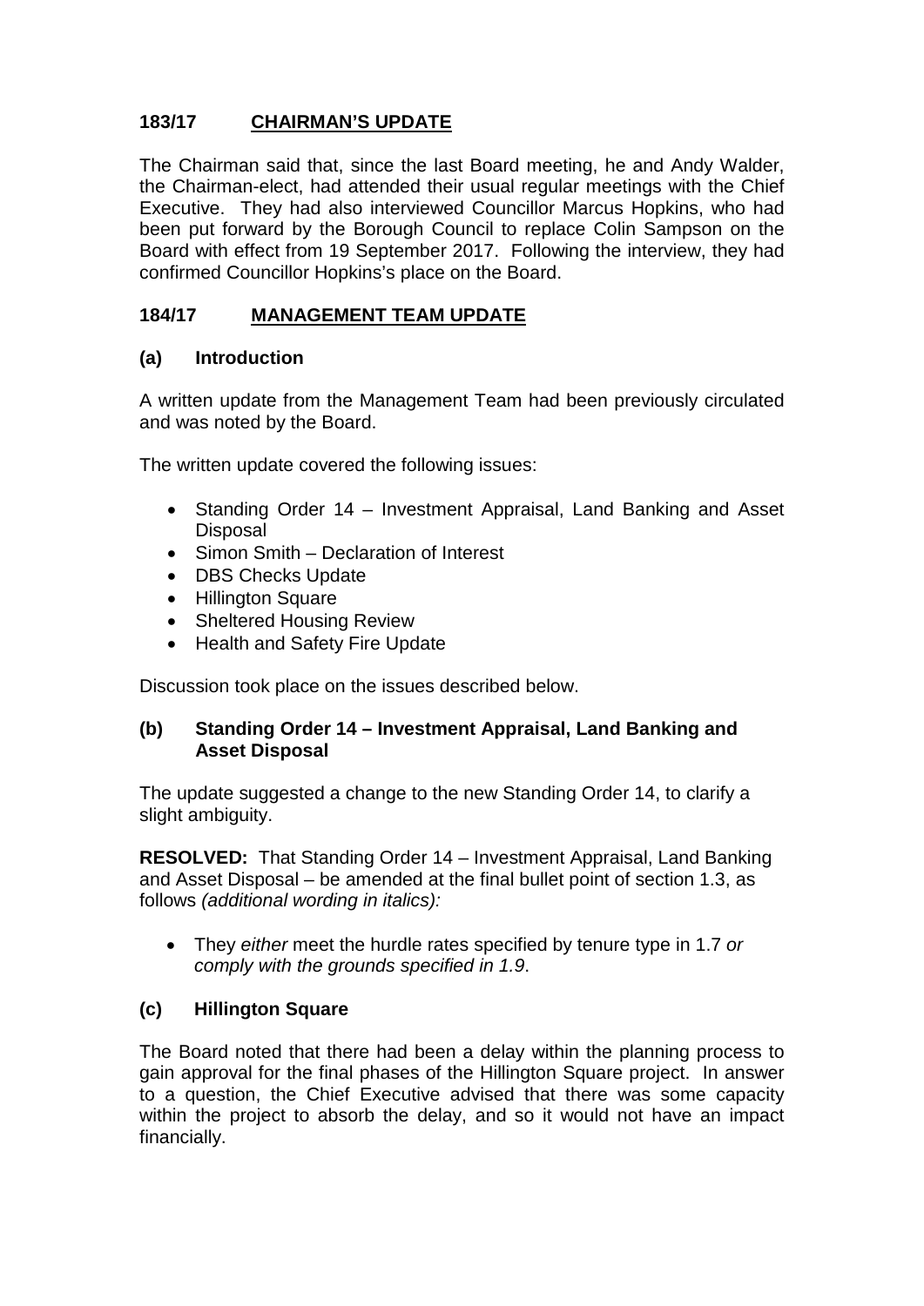## 183/17 CHAIRMAN'S UPDATE

The Chairman said that, since the last Board meeting, he and Andy Walder, the Chairman-elect, had attended their usual regular meetings with the Chief Executive. They had also interviewed Councillor Marcus Hopkins, who had been put forward by the Borough Council to replace Colin Sampson on the Board with effect from 19 September 2017. Following the interview, they had confirmed Councillor Hopkins's place on the Board.

## 184/17 MANAGEMENT TEAM UPDATE

### (a) Introduction

A written update from the Management Team had been previously circulated and was noted by the Board.

The written update covered the following issues:

- Standing Order 14 – Investment Appraisal, Land Banking and Asset Disposal
- Simon Smith – Declaration of Interest
- DBS Checks Update
- Hillington Square
- Sheltered Housing Review
- Health and Safety Fire Update

Discussion took place on the issues described below.

### (b) Standing Order 14 – Investment Appraisal, Land Banking and Asset Disposal

The update suggested a change to the new Standing Order 14, to clarify a slight ambiguity.

**RESOLVED:** That Standing Order 14 – Investment Appraisal, Land Banking and Asset Disposal – be amended at the final bullet point of section 1.3, as follows *(additional wording in italics):*

- They *either* meet the hurdle rates specified by tenure type in 1.7 *or comply with the grounds specified in 1.9*.

### (c) Hillington Square

The Board noted that there had been a delay within the planning process to gain approval for the final phases of the Hillington Square project. In answer to a question, the Chief Executive advised that there was some capacity within the project to absorb the delay, and so it would not have an impact financially.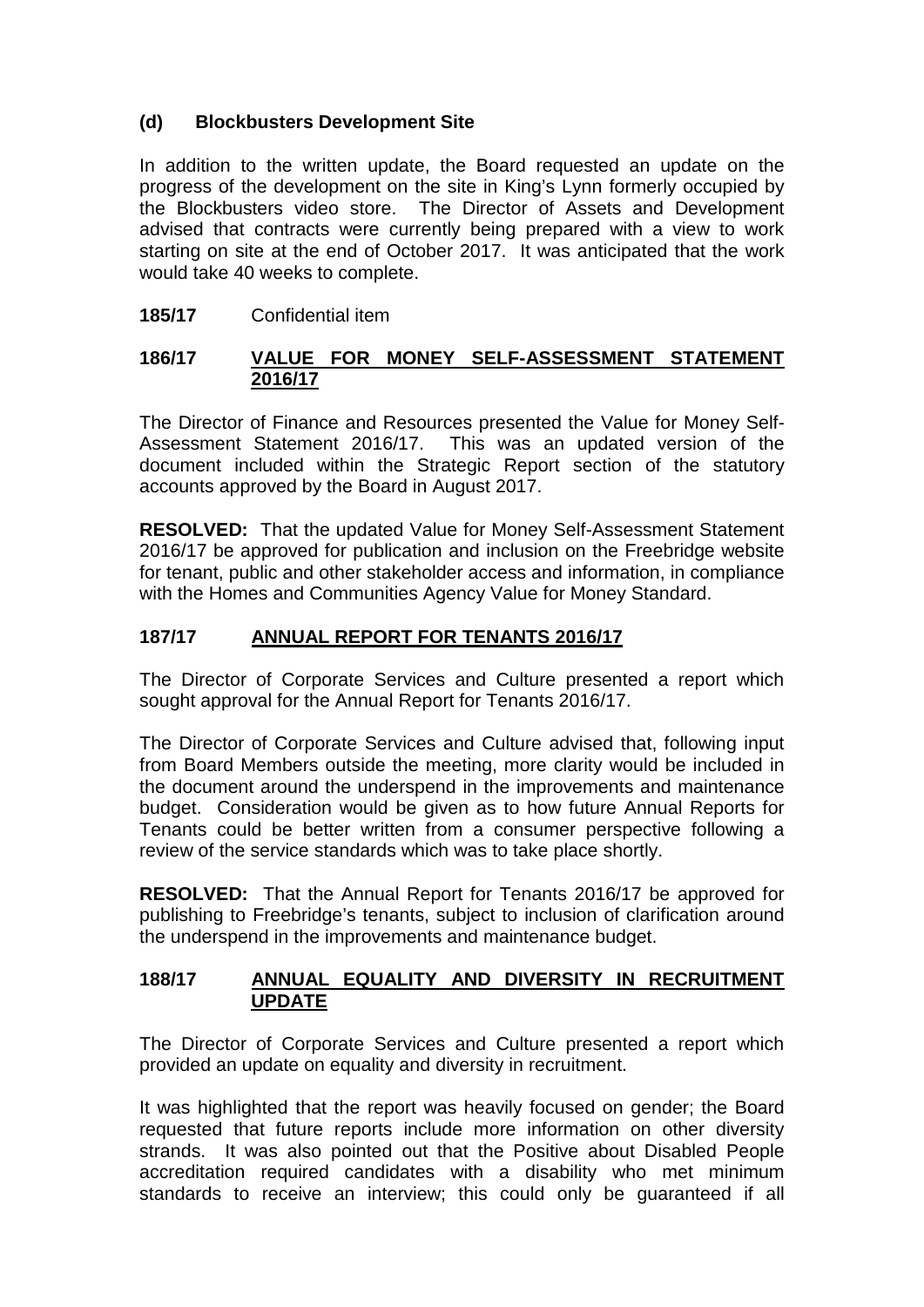### (d) Blockbusters Development Site

In addition to the written update, the Board requested an update on the progress of the development on the site in King's Lynn formerly occupied by the Blockbusters video store. The Director of Assets and Development advised that contracts were currently being prepared with a view to work starting on site at the end of October 2017. It was anticipated that the work would take 40 weeks to complete.

**185/17** Confidential item

## 186/17 VALUE FOR MONEY SELF-ASSESSMENT STATEMENT 2016/17

The Director of Finance and Resources presented the Value for Money Self-Assessment Statement 2016/17. This was an updated version of the document included within the Strategic Report section of the statutory accounts approved by the Board in August 2017.

**RESOLVED:** That the updated Value for Money Self-Assessment Statement 2016/17 be approved for publication and inclusion on the Freebridge website for tenant, public and other stakeholder access and information, in compliance with the Homes and Communities Agency Value for Money Standard.

## 187/17 ANNUAL REPORT FOR TENANTS 2016/17

The Director of Corporate Services and Culture presented a report which sought approval for the Annual Report for Tenants 2016/17.

The Director of Corporate Services and Culture advised that, following input from Board Members outside the meeting, more clarity would be included in the document around the underspend in the improvements and maintenance budget. Consideration would be given as to how future Annual Reports for Tenants could be better written from a consumer perspective following a review of the service standards which was to take place shortly.

**RESOLVED:** That the Annual Report for Tenants 2016/17 be approved for publishing to Freebridge's tenants, subject to inclusion of clarification around the underspend in the improvements and maintenance budget.

## 188/17 ANNUAL EQUALITY AND DIVERSITY IN RECRUITMENT UPDATE

The Director of Corporate Services and Culture presented a report which provided an update on equality and diversity in recruitment.

It was highlighted that the report was heavily focused on gender; the Board requested that future reports include more information on other diversity strands. It was also pointed out that the Positive about Disabled People accreditation required candidates with a disability who met minimum standards to receive an interview; this could only be guaranteed if all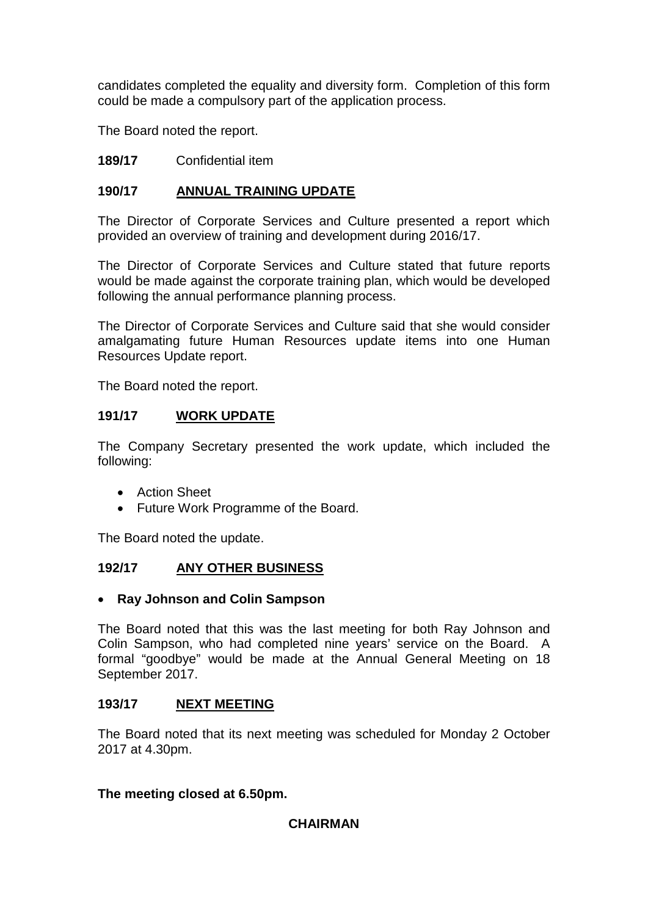candidates completed the equality and diversity form. Completion of this form could be made a compulsory part of the application process.

The Board noted the report.

**189/17** Confidential item

## 190/17 ANNUAL TRAINING UPDATE

The Director of Corporate Services and Culture presented a report which provided an overview of training and development during 2016/17.

The Director of Corporate Services and Culture stated that future reports would be made against the corporate training plan, which would be developed following the annual performance planning process.

The Director of Corporate Services and Culture said that she would consider amalgamating future Human Resources update items into one Human Resources Update report.

The Board noted the report.

## 191/17 WORK UPDATE

The Company Secretary presented the work update, which included the following:

- Action Sheet
- Future Work Programme of the Board.

The Board noted the update.

## 192/17 ANY OTHER BUSINESS

- **Ray Johnson and Colin Sampson**

The Board noted that this was the last meeting for both Ray Johnson and Colin Sampson, who had completed nine years' service on the Board. A formal "goodbye" would be made at the Annual General Meeting on 18 September 2017.

## 193/17 NEXT MEETING

The Board noted that its next meeting was scheduled for Monday 2 October 2017 at 4.30pm.

**The meeting closed at 6.50pm.**

**CHAIRMAN**